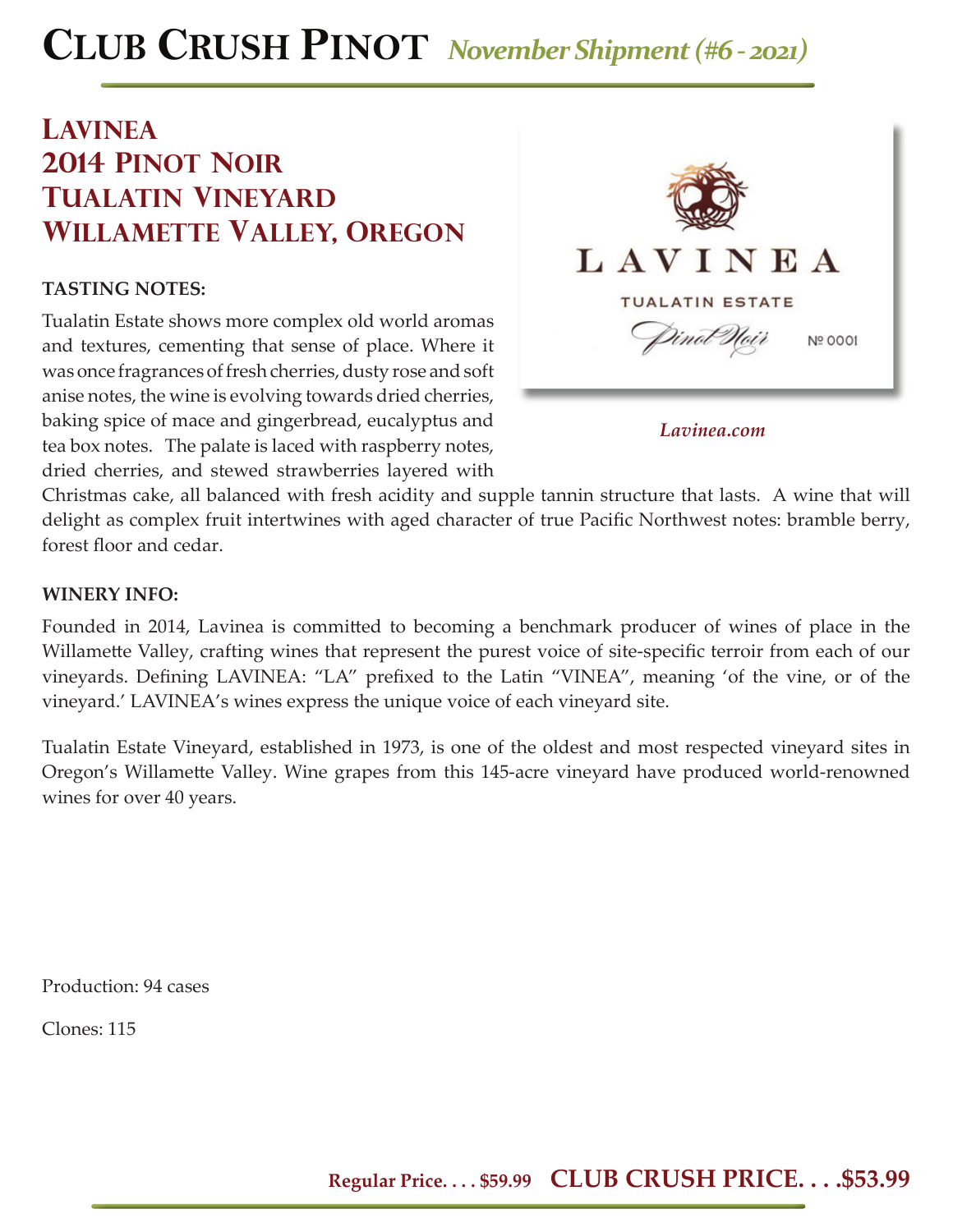# Club Crush Pinot *November Shipment (#6 - 2021)*

## Lavinea
## 2014 Pinot Noir
## Tualatin Vineyard
## Willamette Valley, Oregon

*Lavinea.com*

**TASTING NOTES:**

Tualatin Estate shows more complex old world aromas and textures, cementing that sense of place. Where it was once fragrances of fresh cherries, dusty rose and soft anise notes, the wine is evolving towards dried cherries, baking spice of mace and gingerbread, eucalyptus and tea box notes. The palate is laced with raspberry notes, dried cherries, and stewed strawberries layered with Christmas cake, all balanced with fresh acidity and supple tannin structure that lasts. A wine that will delight as complex fruit intertwines with aged character of true Pacific Northwest notes: bramble berry, forest floor and cedar.

**WINERY INFO:**

Founded in 2014, Lavinea is committed to becoming a benchmark producer of wines of place in the Willamette Valley, crafting wines that represent the purest voice of site-specific terroir from each of our vineyards. Defining LAVINEA: "LA" prefixed to the Latin "VINEA", meaning 'of the vine, or of the vineyard.' LAVINEA's wines express the unique voice of each vineyard site.

Tualatin Estate Vineyard, established in 1973, is one of the oldest and most respected vineyard sites in Oregon's Willamette Valley. Wine grapes from this 145-acre vineyard have produced world-renowned wines for over 40 years.

Production: 94 cases

Clones: 115

**Regular Price. . . . $59.99 CLUB CRUSH PRICE. . . .$53.99**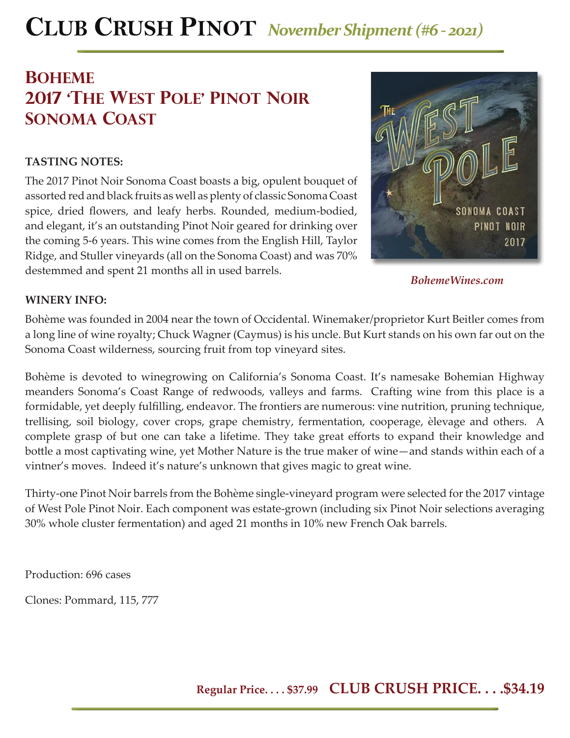# Club Crush Pinot *November Shipment (#6 - 2021)*

## Boheme
## 2017 'The West Pole' Pinot Noir
## Sonoma Coast

**TASTING NOTES:**

The 2017 Pinot Noir Sonoma Coast boasts a big, opulent bouquet of assorted red and black fruits as well as plenty of classic Sonoma Coast spice, dried flowers, and leafy herbs. Rounded, medium-bodied, and elegant, it's an outstanding Pinot Noir geared for drinking over the coming 5-6 years. This wine comes from the English Hill, Taylor Ridge, and Stuller vineyards (all on the Sonoma Coast) and was 70% destemmed and spent 21 months all in used barrels.

*BohemeWines.com*

**WINERY INFO:**

Bohème was founded in 2004 near the town of Occidental. Winemaker/proprietor Kurt Beitler comes from a long line of wine royalty; Chuck Wagner (Caymus) is his uncle. But Kurt stands on his own far out on the Sonoma Coast wilderness, sourcing fruit from top vineyard sites.

Bohème is devoted to winegrowing on California's Sonoma Coast. It's namesake Bohemian Highway meanders Sonoma's Coast Range of redwoods, valleys and farms. Crafting wine from this place is a formidable, yet deeply fulfilling, endeavor. The frontiers are numerous: vine nutrition, pruning technique, trellising, soil biology, cover crops, grape chemistry, fermentation, cooperage, èlevage and others. A complete grasp of but one can take a lifetime. They take great efforts to expand their knowledge and bottle a most captivating wine, yet Mother Nature is the true maker of wine—and stands within each of a vintner's moves. Indeed it's nature's unknown that gives magic to great wine.

Thirty-one Pinot Noir barrels from the Bohème single-vineyard program were selected for the 2017 vintage of West Pole Pinot Noir. Each component was estate-grown (including six Pinot Noir selections averaging 30% whole cluster fermentation) and aged 21 months in 10% new French Oak barrels.

Production: 696 cases

Clones: Pommard, 115, 777

**Regular Price. . . . $37.99** **CLUB CRUSH PRICE. . . .$34.19**